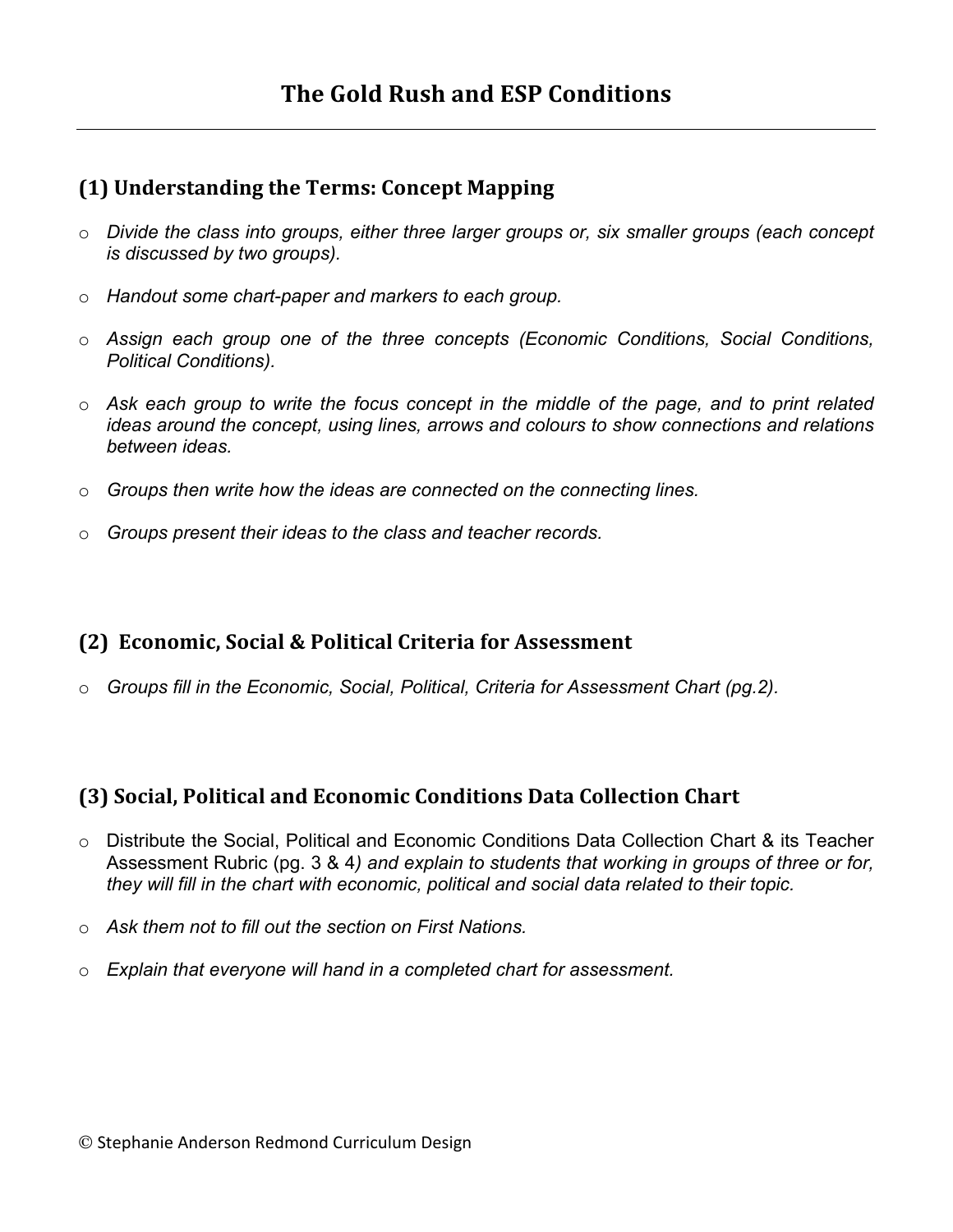# The Gold Rush and ESP Conditions

## (1) Understanding the Terms: Concept Mapping

- *Divide the class into groups, either three larger groups or, six smaller groups (each concept is discussed by two groups).*
- *Handout some chart-paper and markers to each group.*
- *Assign each group one of the three concepts (Economic Conditions, Social Conditions, Political Conditions).*
- *Ask each group to write the focus concept in the middle of the page, and to print related ideas around the concept, using lines, arrows and colours to show connections and relations between ideas.*
- *Groups then write how the ideas are connected on the connecting lines.*
- *Groups present their ideas to the class and teacher records.*

## (2) Economic, Social & Political Criteria for Assessment

- *Groups fill in the Economic, Social, Political, Criteria for Assessment Chart (pg.2).*

## (3) Social, Political and Economic Conditions Data Collection Chart

- Distribute the Social, Political and Economic Conditions Data Collection Chart & its Teacher Assessment Rubric (pg. 3 & 4*) and explain to students that working in groups of three or for, they will fill in the chart with economic, political and social data related to their topic.*
- *Ask them not to fill out the section on First Nations.*
- *Explain that everyone will hand in a completed chart for assessment.*

© Stephanie Anderson Redmond Curriculum Design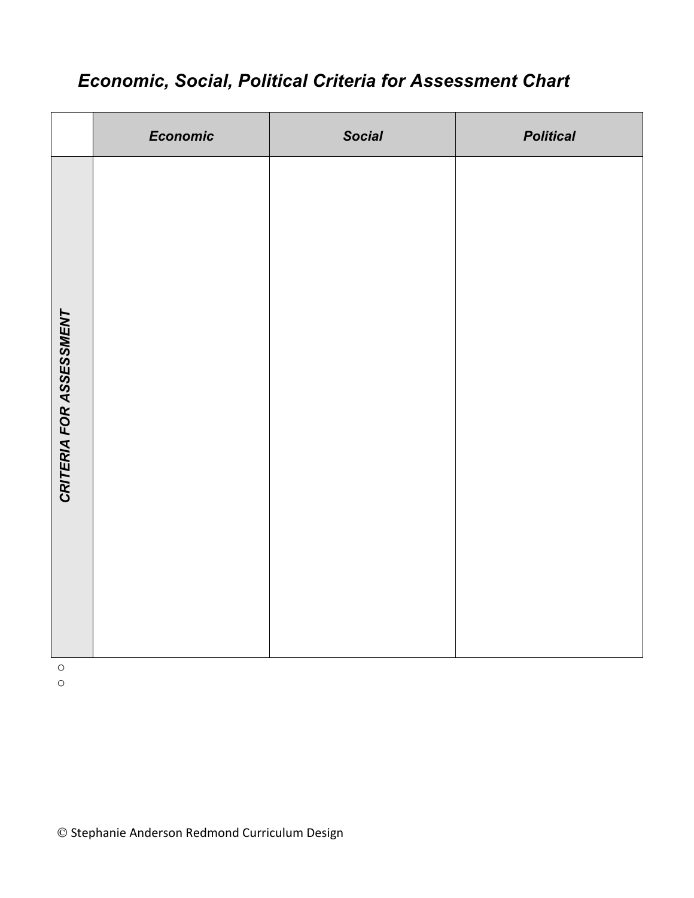## *Economic, Social, Political Criteria for Assessment Chart*

| | ***Economic*** | ***Social*** | ***Political*** |
|---|---|---|---|
| ***CRITERIA FOR ASSESSMENT*** | | | |

- 
- 

© Stephanie Anderson Redmond Curriculum Design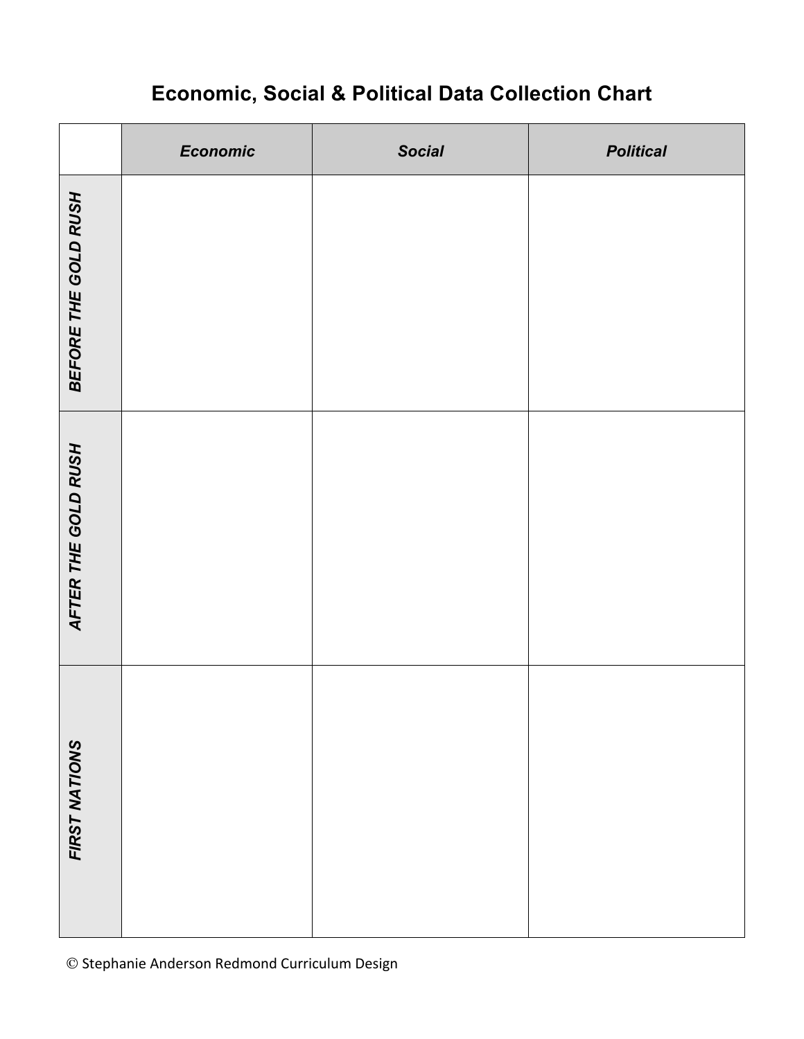# Economic, Social & Political Data Collection Chart

| | *Economic* | *Social* | *Political* |
|---|---|---|---|
| ***BEFORE THE GOLD RUSH*** | | | |
| ***AFTER THE GOLD RUSH*** | | | |
| ***FIRST NATIONS*** | | | |

© Stephanie Anderson Redmond Curriculum Design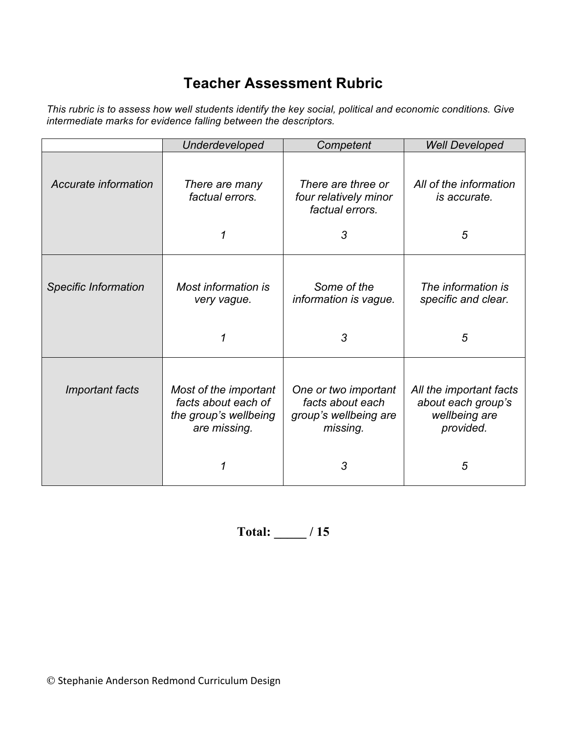# Teacher Assessment Rubric

*This rubric is to assess how well students identify the key social, political and economic conditions. Give intermediate marks for evidence falling between the descriptors.*

| | *Underdeveloped* | *Competent* | *Well Developed* |
|---|---|---|---|
| *Accurate information* | *There are many factual errors.*<br><br>*1* | *There are three or four relatively minor factual errors.*<br><br>*3* | *All of the information is accurate.*<br><br>*5* |
| *Specific Information* | *Most information is very vague.*<br><br>*1* | *Some of the information is vague.*<br><br>*3* | *The information is specific and clear.*<br><br>*5* |
| *Important facts* | *Most of the important facts about each of the group's wellbeing are missing.*<br><br>*1* | *One or two important facts about each group's wellbeing are missing.*<br><br>*3* | *All the important facts about each group's wellbeing are provided.*<br><br>*5* |

**Total: _____ / 15**

© Stephanie Anderson Redmond Curriculum Design